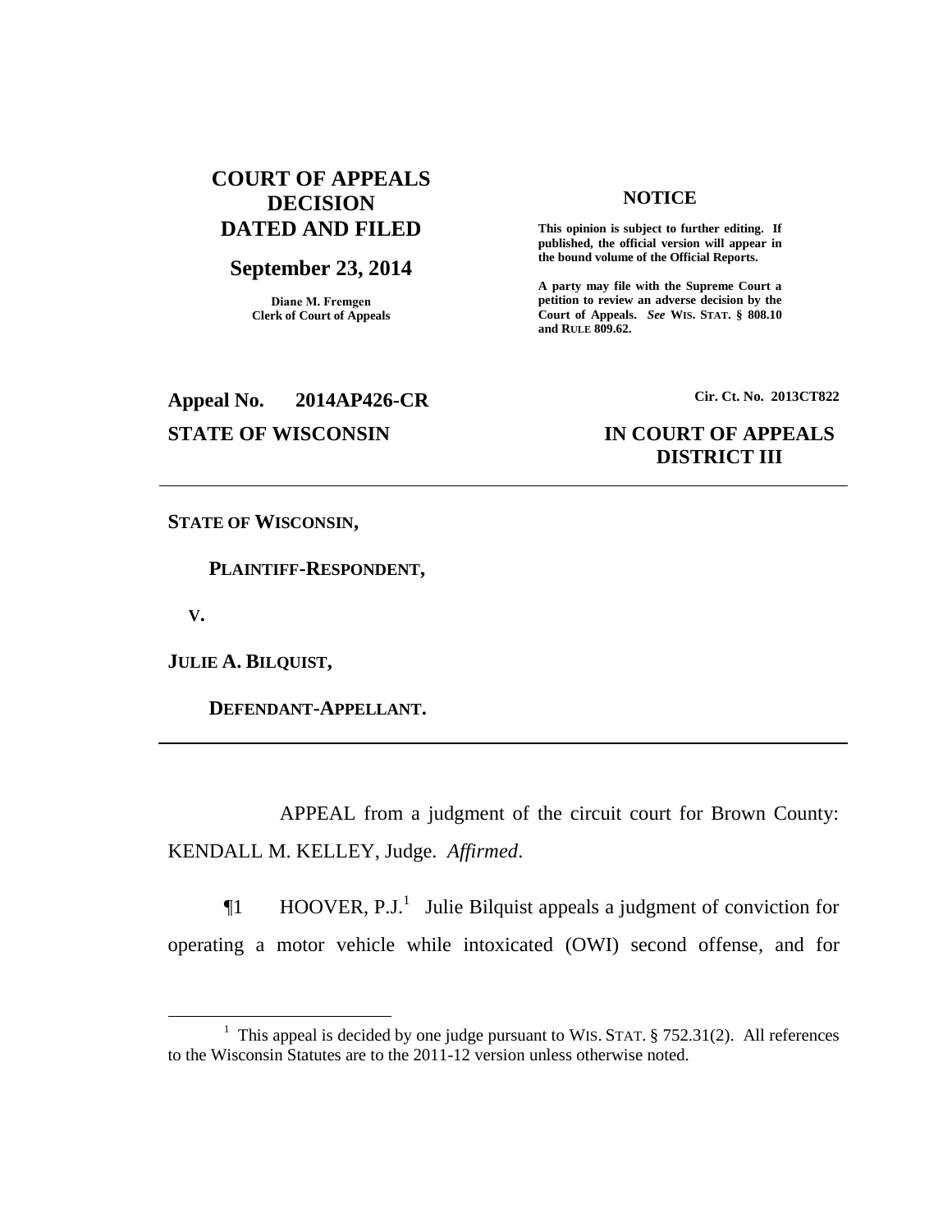**COURT OF APPEALS DECISION DATED AND FILED**

**September 23, 2014**

**Diane M. Fremgen**
**Clerk of Court of Appeals**

**NOTICE**

**This opinion is subject to further editing. If published, the official version will appear in the bound volume of the Official Reports.**

**A party may file with the Supreme Court a petition to review an adverse decision by the Court of Appeals.** ***See*** **WIS. STAT. § 808.10 and RULE 809.62.**

**Appeal No. 2014AP426-CR** **Cir. Ct. No. 2013CT822**

**STATE OF WISCONSIN** **IN COURT OF APPEALS**
**DISTRICT III**

---

**STATE OF WISCONSIN,**

**PLAINTIFF-RESPONDENT,**

**V.**

**JULIE A. BILQUIST,**

**DEFENDANT-APPELLANT.**

---

APPEAL from a judgment of the circuit court for Brown County: KENDALL M. KELLEY, Judge. *Affirmed*.

¶1 HOOVER, P.J.[1] Julie Bilquist appeals a judgment of conviction for operating a motor vehicle while intoxicated (OWI) second offense, and for

---

[1] This appeal is decided by one judge pursuant to WIS. STAT. § 752.31(2). All references to the Wisconsin Statutes are to the 2011-12 version unless otherwise noted.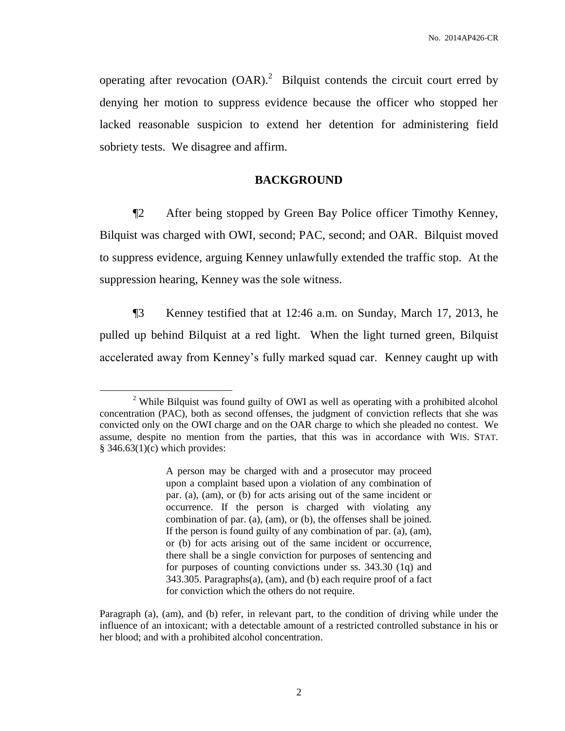operating after revocation (OAR).[2] Bilquist contends the circuit court erred by denying her motion to suppress evidence because the officer who stopped her lacked reasonable suspicion to extend her detention for administering field sobriety tests. We disagree and affirm.

## BACKGROUND

¶2 After being stopped by Green Bay Police officer Timothy Kenney, Bilquist was charged with OWI, second; PAC, second; and OAR. Bilquist moved to suppress evidence, arguing Kenney unlawfully extended the traffic stop. At the suppression hearing, Kenney was the sole witness.

¶3 Kenney testified that at 12:46 a.m. on Sunday, March 17, 2013, he pulled up behind Bilquist at a red light. When the light turned green, Bilquist accelerated away from Kenney's fully marked squad car. Kenney caught up with

---

[2] While Bilquist was found guilty of OWI as well as operating with a prohibited alcohol concentration (PAC), both as second offenses, the judgment of conviction reflects that she was convicted only on the OWI charge and on the OAR charge to which she pleaded no contest. We assume, despite no mention from the parties, that this was in accordance with WIS. STAT. § 346.63(1)(c) which provides:

> A person may be charged with and a prosecutor may proceed upon a complaint based upon a violation of any combination of par. (a), (am), or (b) for acts arising out of the same incident or occurrence. If the person is charged with violating any combination of par. (a), (am), or (b), the offenses shall be joined. If the person is found guilty of any combination of par. (a), (am), or (b) for acts arising out of the same incident or occurrence, there shall be a single conviction for purposes of sentencing and for purposes of counting convictions under ss. 343.30 (1q) and 343.305. Paragraphs(a), (am), and (b) each require proof of a fact for conviction which the others do not require.

Paragraph (a), (am), and (b) refer, in relevant part, to the condition of driving while under the influence of an intoxicant; with a detectable amount of a restricted controlled substance in his or her blood; and with a prohibited alcohol concentration.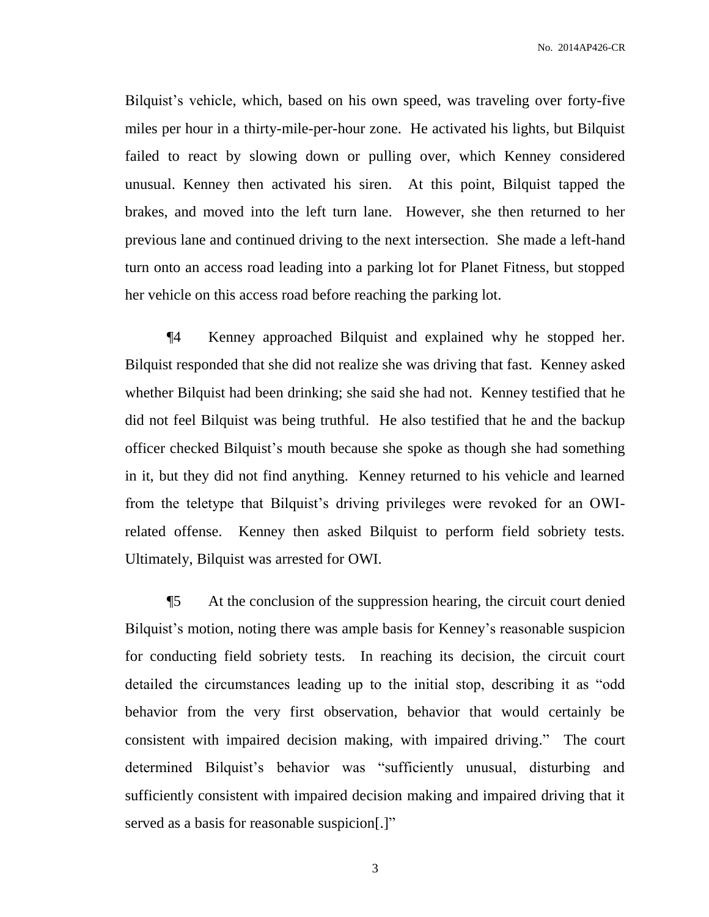Bilquist's vehicle, which, based on his own speed, was traveling over forty-five miles per hour in a thirty-mile-per-hour zone. He activated his lights, but Bilquist failed to react by slowing down or pulling over, which Kenney considered unusual. Kenney then activated his siren. At this point, Bilquist tapped the brakes, and moved into the left turn lane. However, she then returned to her previous lane and continued driving to the next intersection. She made a left-hand turn onto an access road leading into a parking lot for Planet Fitness, but stopped her vehicle on this access road before reaching the parking lot.

¶4 Kenney approached Bilquist and explained why he stopped her. Bilquist responded that she did not realize she was driving that fast. Kenney asked whether Bilquist had been drinking; she said she had not. Kenney testified that he did not feel Bilquist was being truthful. He also testified that he and the backup officer checked Bilquist's mouth because she spoke as though she had something in it, but they did not find anything. Kenney returned to his vehicle and learned from the teletype that Bilquist's driving privileges were revoked for an OWI-related offense. Kenney then asked Bilquist to perform field sobriety tests. Ultimately, Bilquist was arrested for OWI.

¶5 At the conclusion of the suppression hearing, the circuit court denied Bilquist's motion, noting there was ample basis for Kenney's reasonable suspicion for conducting field sobriety tests. In reaching its decision, the circuit court detailed the circumstances leading up to the initial stop, describing it as "odd behavior from the very first observation, behavior that would certainly be consistent with impaired decision making, with impaired driving." The court determined Bilquist's behavior was "sufficiently unusual, disturbing and sufficiently consistent with impaired decision making and impaired driving that it served as a basis for reasonable suspicion[.]"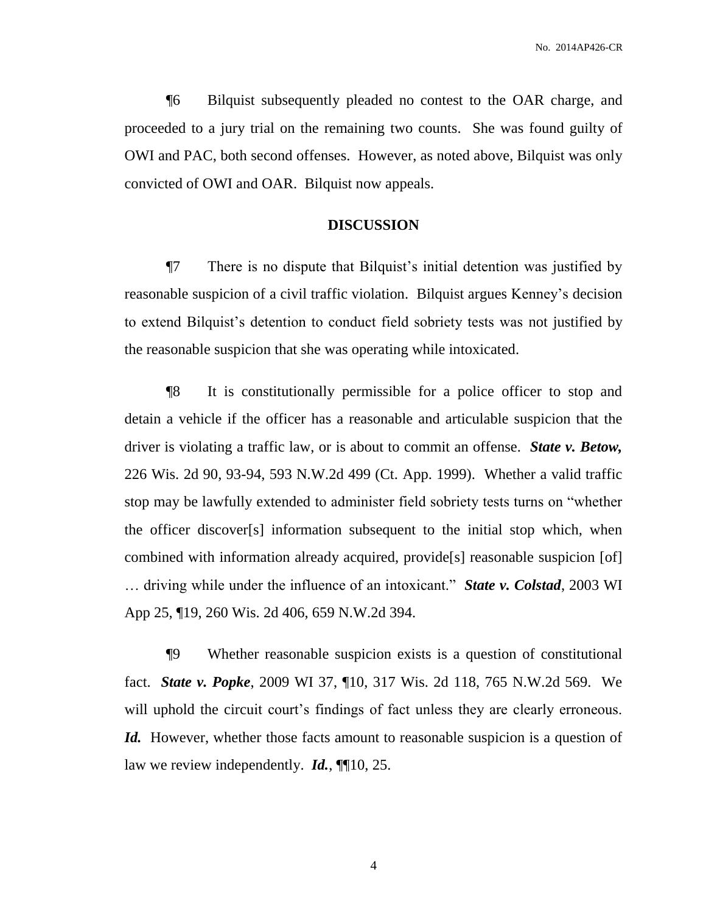¶6 Bilquist subsequently pleaded no contest to the OAR charge, and proceeded to a jury trial on the remaining two counts. She was found guilty of OWI and PAC, both second offenses. However, as noted above, Bilquist was only convicted of OWI and OAR. Bilquist now appeals.

## DISCUSSION

¶7 There is no dispute that Bilquist's initial detention was justified by reasonable suspicion of a civil traffic violation. Bilquist argues Kenney's decision to extend Bilquist's detention to conduct field sobriety tests was not justified by the reasonable suspicion that she was operating while intoxicated.

¶8 It is constitutionally permissible for a police officer to stop and detain a vehicle if the officer has a reasonable and articulable suspicion that the driver is violating a traffic law, or is about to commit an offense. ***State v. Betow,*** 226 Wis. 2d 90, 93-94, 593 N.W.2d 499 (Ct. App. 1999). Whether a valid traffic stop may be lawfully extended to administer field sobriety tests turns on "whether the officer discover[s] information subsequent to the initial stop which, when combined with information already acquired, provide[s] reasonable suspicion [of] … driving while under the influence of an intoxicant." ***State v. Colstad***, 2003 WI App 25, ¶19, 260 Wis. 2d 406, 659 N.W.2d 394.

¶9 Whether reasonable suspicion exists is a question of constitutional fact. ***State v. Popke***, 2009 WI 37, ¶10, 317 Wis. 2d 118, 765 N.W.2d 569. We will uphold the circuit court's findings of fact unless they are clearly erroneous. ***Id.*** However, whether those facts amount to reasonable suspicion is a question of law we review independently. ***Id.***, ¶¶10, 25.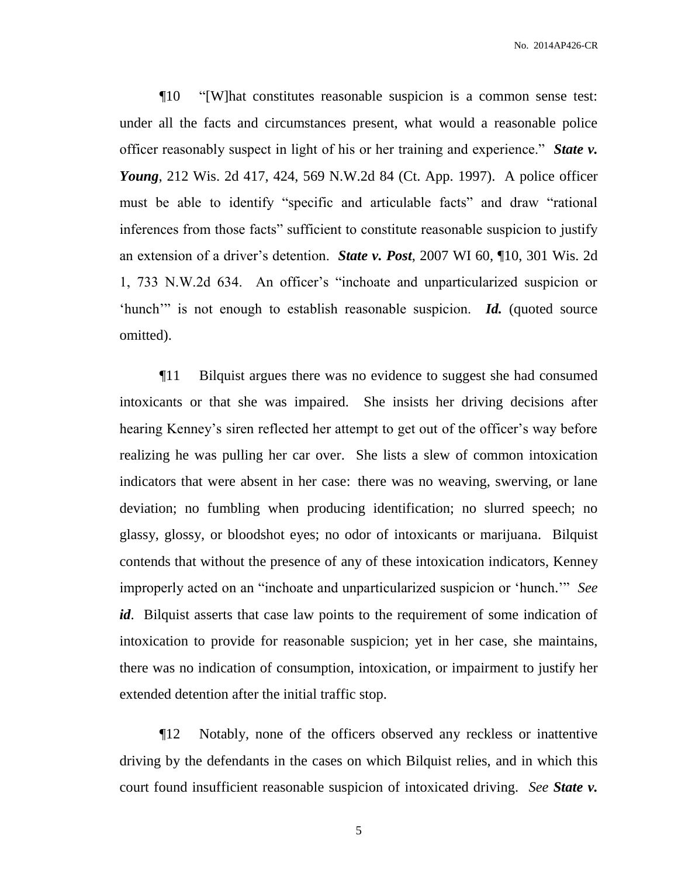¶10 "[W]hat constitutes reasonable suspicion is a common sense test: under all the facts and circumstances present, what would a reasonable police officer reasonably suspect in light of his or her training and experience." ***State v. Young***, 212 Wis. 2d 417, 424, 569 N.W.2d 84 (Ct. App. 1997). A police officer must be able to identify "specific and articulable facts" and draw "rational inferences from those facts" sufficient to constitute reasonable suspicion to justify an extension of a driver's detention. ***State v. Post***, 2007 WI 60, ¶10, 301 Wis. 2d 1, 733 N.W.2d 634. An officer's "inchoate and unparticularized suspicion or 'hunch'" is not enough to establish reasonable suspicion. ***Id.*** (quoted source omitted).

¶11 Bilquist argues there was no evidence to suggest she had consumed intoxicants or that she was impaired. She insists her driving decisions after hearing Kenney's siren reflected her attempt to get out of the officer's way before realizing he was pulling her car over. She lists a slew of common intoxication indicators that were absent in her case: there was no weaving, swerving, or lane deviation; no fumbling when producing identification; no slurred speech; no glassy, glossy, or bloodshot eyes; no odor of intoxicants or marijuana. Bilquist contends that without the presence of any of these intoxication indicators, Kenney improperly acted on an "inchoate and unparticularized suspicion or 'hunch.'" *See* ***id***. Bilquist asserts that case law points to the requirement of some indication of intoxication to provide for reasonable suspicion; yet in her case, she maintains, there was no indication of consumption, intoxication, or impairment to justify her extended detention after the initial traffic stop.

¶12 Notably, none of the officers observed any reckless or inattentive driving by the defendants in the cases on which Bilquist relies, and in which this court found insufficient reasonable suspicion of intoxicated driving. *See* ***State v.***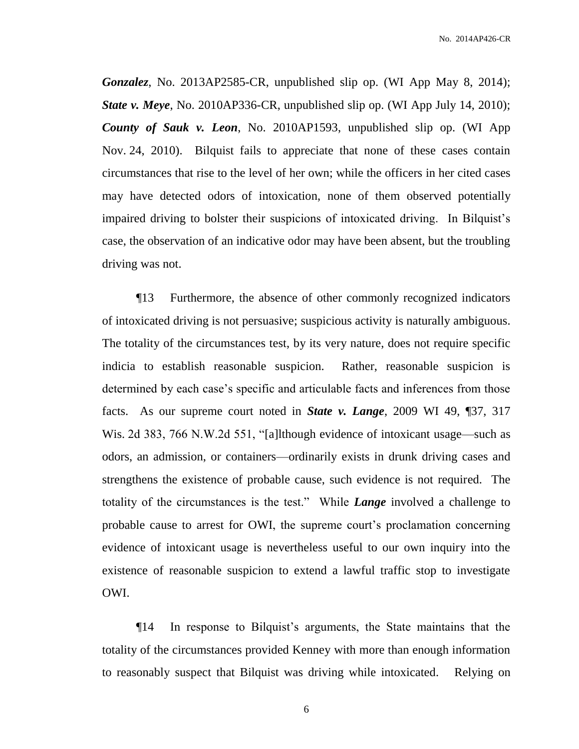***Gonzalez***, No. 2013AP2585-CR, unpublished slip op. (WI App May 8, 2014); ***State v. Meye***, No. 2010AP336-CR, unpublished slip op. (WI App July 14, 2010); ***County of Sauk v. Leon***, No. 2010AP1593, unpublished slip op. (WI App Nov. 24, 2010). Bilquist fails to appreciate that none of these cases contain circumstances that rise to the level of her own; while the officers in her cited cases may have detected odors of intoxication, none of them observed potentially impaired driving to bolster their suspicions of intoxicated driving. In Bilquist's case, the observation of an indicative odor may have been absent, but the troubling driving was not.

¶13 Furthermore, the absence of other commonly recognized indicators of intoxicated driving is not persuasive; suspicious activity is naturally ambiguous. The totality of the circumstances test, by its very nature, does not require specific indicia to establish reasonable suspicion. Rather, reasonable suspicion is determined by each case's specific and articulable facts and inferences from those facts. As our supreme court noted in ***State v. Lange***, 2009 WI 49, ¶37, 317 Wis. 2d 383, 766 N.W.2d 551, "[a]lthough evidence of intoxicant usage—such as odors, an admission, or containers—ordinarily exists in drunk driving cases and strengthens the existence of probable cause, such evidence is not required. The totality of the circumstances is the test." While ***Lange*** involved a challenge to probable cause to arrest for OWI, the supreme court's proclamation concerning evidence of intoxicant usage is nevertheless useful to our own inquiry into the existence of reasonable suspicion to extend a lawful traffic stop to investigate OWI.

¶14 In response to Bilquist's arguments, the State maintains that the totality of the circumstances provided Kenney with more than enough information to reasonably suspect that Bilquist was driving while intoxicated. Relying on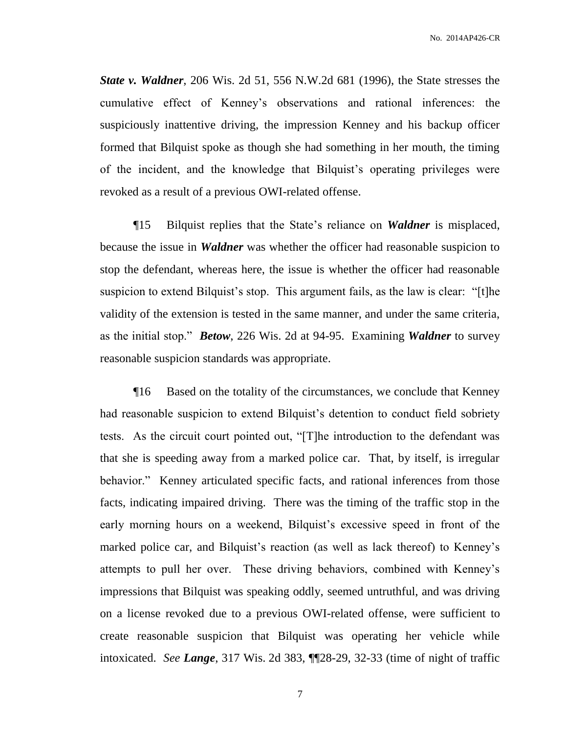***State v. Waldner***, 206 Wis. 2d 51, 556 N.W.2d 681 (1996), the State stresses the cumulative effect of Kenney's observations and rational inferences: the suspiciously inattentive driving, the impression Kenney and his backup officer formed that Bilquist spoke as though she had something in her mouth, the timing of the incident, and the knowledge that Bilquist's operating privileges were revoked as a result of a previous OWI-related offense.

¶15 Bilquist replies that the State's reliance on ***Waldner*** is misplaced, because the issue in ***Waldner*** was whether the officer had reasonable suspicion to stop the defendant, whereas here, the issue is whether the officer had reasonable suspicion to extend Bilquist's stop. This argument fails, as the law is clear: "[t]he validity of the extension is tested in the same manner, and under the same criteria, as the initial stop." ***Betow***, 226 Wis. 2d at 94-95. Examining ***Waldner*** to survey reasonable suspicion standards was appropriate.

¶16 Based on the totality of the circumstances, we conclude that Kenney had reasonable suspicion to extend Bilquist's detention to conduct field sobriety tests. As the circuit court pointed out, "[T]he introduction to the defendant was that she is speeding away from a marked police car. That, by itself, is irregular behavior." Kenney articulated specific facts, and rational inferences from those facts, indicating impaired driving. There was the timing of the traffic stop in the early morning hours on a weekend, Bilquist's excessive speed in front of the marked police car, and Bilquist's reaction (as well as lack thereof) to Kenney's attempts to pull her over. These driving behaviors, combined with Kenney's impressions that Bilquist was speaking oddly, seemed untruthful, and was driving on a license revoked due to a previous OWI-related offense, were sufficient to create reasonable suspicion that Bilquist was operating her vehicle while intoxicated. *See* ***Lange***, 317 Wis. 2d 383, ¶¶28-29, 32-33 (time of night of traffic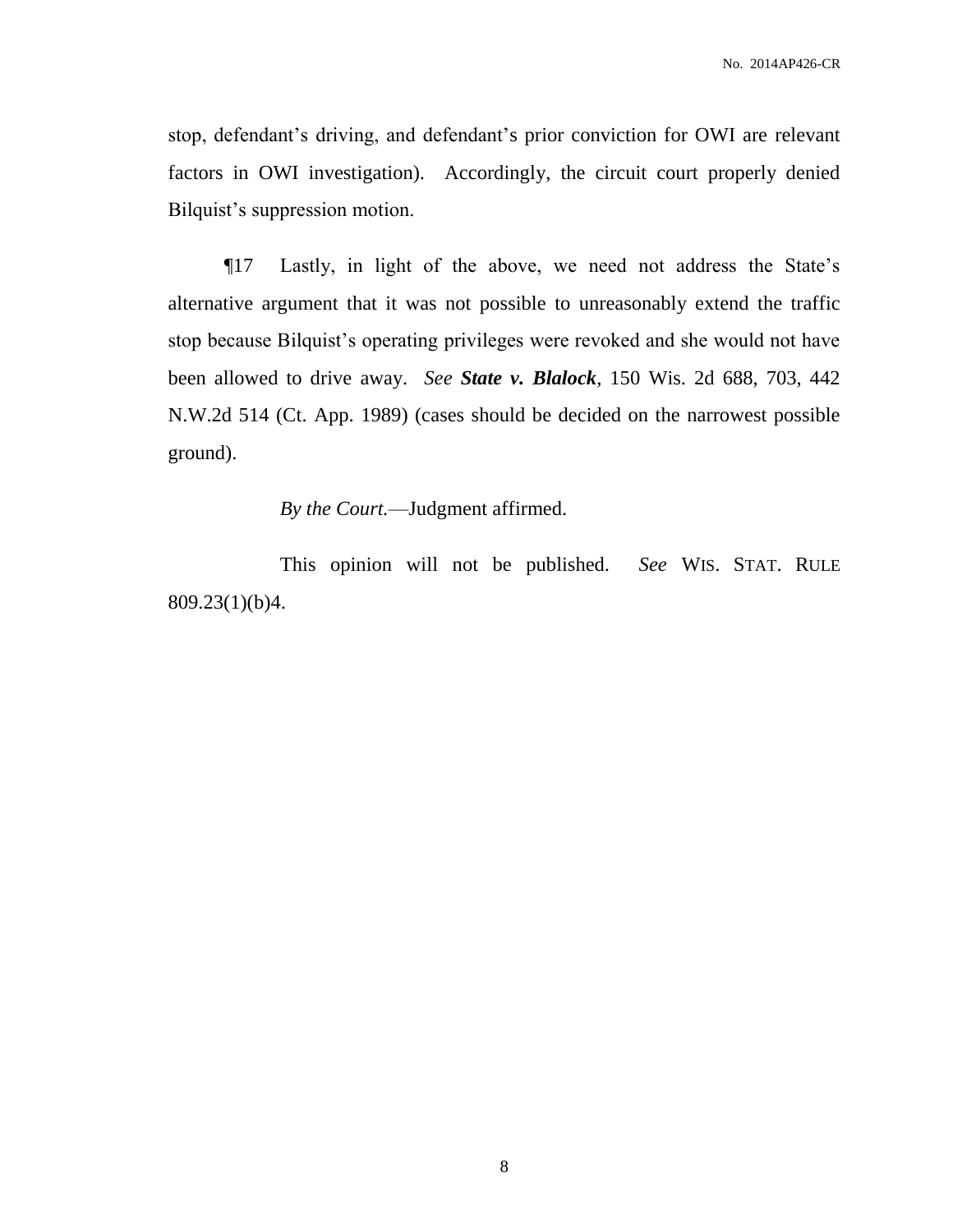stop, defendant's driving, and defendant's prior conviction for OWI are relevant factors in OWI investigation). Accordingly, the circuit court properly denied Bilquist's suppression motion.

¶17 Lastly, in light of the above, we need not address the State's alternative argument that it was not possible to unreasonably extend the traffic stop because Bilquist's operating privileges were revoked and she would not have been allowed to drive away. *See* ***State v. Blalock***, 150 Wis. 2d 688, 703, 442 N.W.2d 514 (Ct. App. 1989) (cases should be decided on the narrowest possible ground).

*By the Court.*—Judgment affirmed.

This opinion will not be published. *See* WIS. STAT. RULE 809.23(1)(b)4.